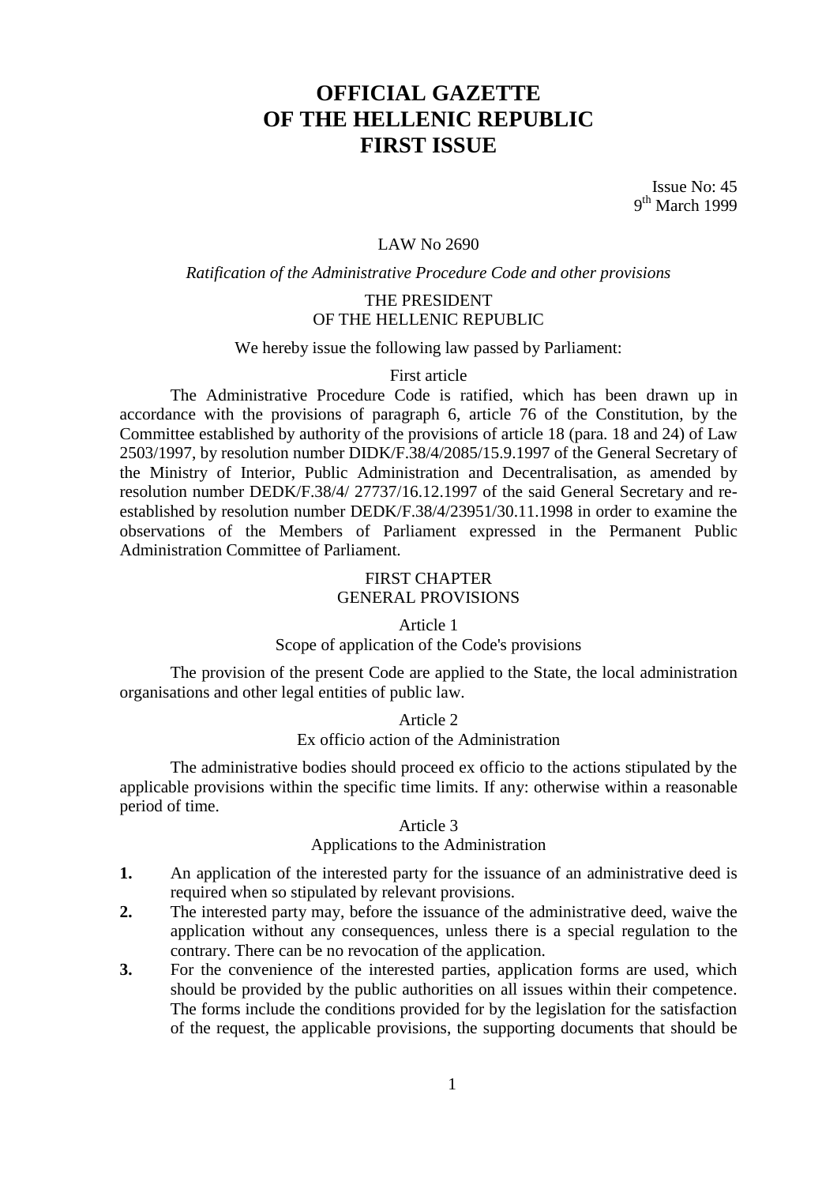# OFFICIAL GAZETTE
# OF THE HELLENIC REPUBLIC
# FIRST ISSUE

Issue No: 45
9th March 1999

LAW No 2690

*Ratification of the Administrative Procedure Code and other provisions*

THE PRESIDENT
OF THE HELLENIC REPUBLIC

We hereby issue the following law passed by Parliament:

First article

The Administrative Procedure Code is ratified, which has been drawn up in accordance with the provisions of paragraph 6, article 76 of the Constitution, by the Committee established by authority of the provisions of article 18 (para. 18 and 24) of Law 2503/1997, by resolution number DIDK/F.38/4/2085/15.9.1997 of the General Secretary of the Ministry of Interior, Public Administration and Decentralisation, as amended by resolution number DEDK/F.38/4/ 27737/16.12.1997 of the said General Secretary and re-established by resolution number DEDK/F.38/4/23951/30.11.1998 in order to examine the observations of the Members of Parliament expressed in the Permanent Public Administration Committee of Parliament.

## FIRST CHAPTER
## GENERAL PROVISIONS

### Article 1
### Scope of application of the Code's provisions

The provision of the present Code are applied to the State, the local administration organisations and other legal entities of public law.

### Article 2
### Ex officio action of the Administration

The administrative bodies should proceed ex officio to the actions stipulated by the applicable provisions within the specific time limits. If any: otherwise within a reasonable period of time.

### Article 3
### Applications to the Administration

1. An application of the interested party for the issuance of an administrative deed is required when so stipulated by relevant provisions.
2. The interested party may, before the issuance of the administrative deed, waive the application without any consequences, unless there is a special regulation to the contrary. There can be no revocation of the application.
3. For the convenience of the interested parties, application forms are used, which should be provided by the public authorities on all issues within their competence. The forms include the conditions provided for by the legislation for the satisfaction of the request, the applicable provisions, the supporting documents that should be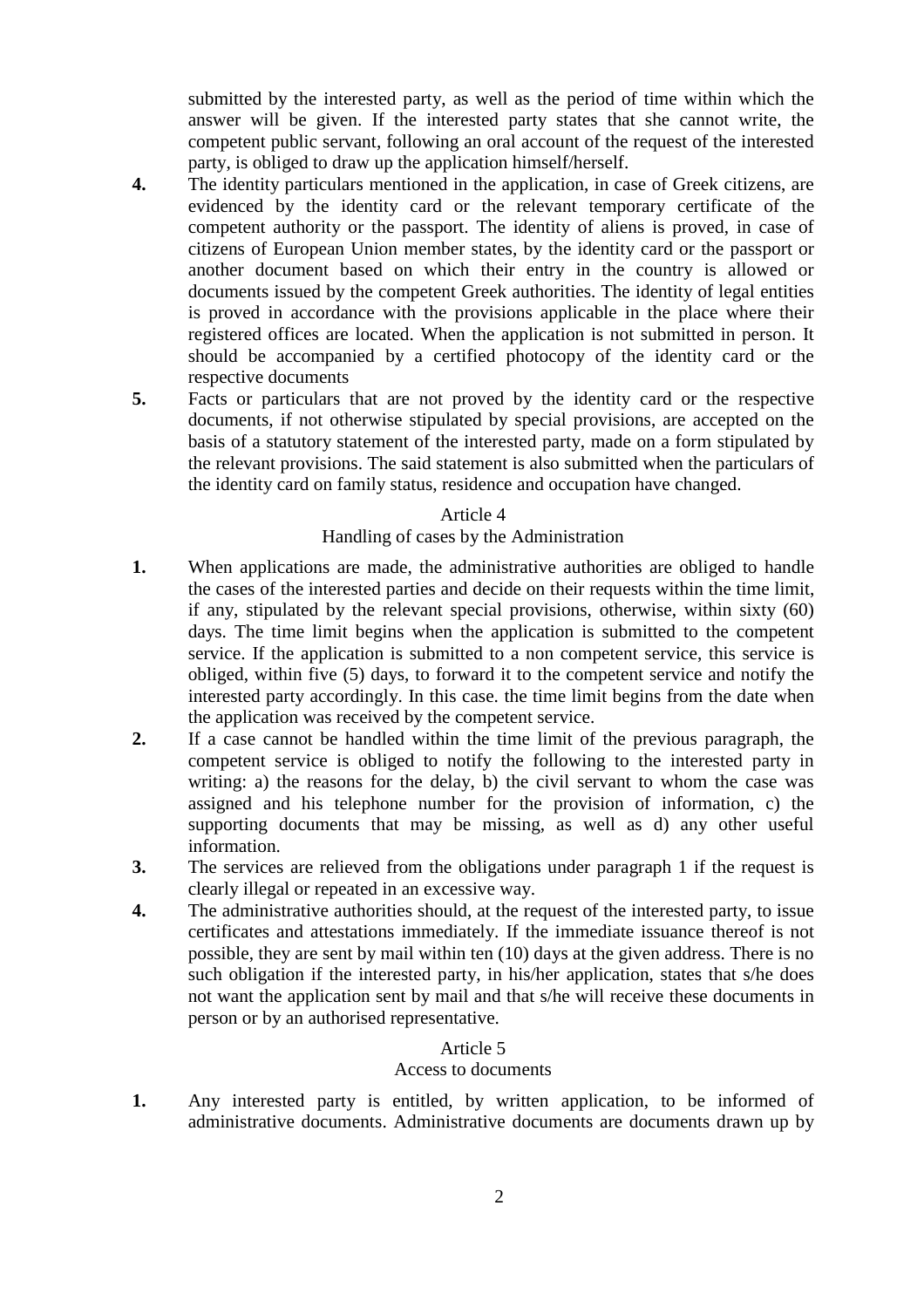submitted by the interested party, as well as the period of time within which the answer will be given. If the interested party states that she cannot write, the competent public servant, following an oral account of the request of the interested party, is obliged to draw up the application himself/herself.

**4.** The identity particulars mentioned in the application, in case of Greek citizens, are evidenced by the identity card or the relevant temporary certificate of the competent authority or the passport. The identity of aliens is proved, in case of citizens of European Union member states, by the identity card or the passport or another document based on which their entry in the country is allowed or documents issued by the competent Greek authorities. The identity of legal entities is proved in accordance with the provisions applicable in the place where their registered offices are located. When the application is not submitted in person. It should be accompanied by a certified photocopy of the identity card or the respective documents

**5.** Facts or particulars that are not proved by the identity card or the respective documents, if not otherwise stipulated by special provisions, are accepted on the basis of a statutory statement of the interested party, made on a form stipulated by the relevant provisions. The said statement is also submitted when the particulars of the identity card on family status, residence and occupation have changed.

### Article 4
### Handling of cases by the Administration

**1.** When applications are made, the administrative authorities are obliged to handle the cases of the interested parties and decide on their requests within the time limit, if any, stipulated by the relevant special provisions, otherwise, within sixty (60) days. The time limit begins when the application is submitted to the competent service. If the application is submitted to a non competent service, this service is obliged, within five (5) days, to forward it to the competent service and notify the interested party accordingly. In this case. the time limit begins from the date when the application was received by the competent service.

**2.** If a case cannot be handled within the time limit of the previous paragraph, the competent service is obliged to notify the following to the interested party in writing: a) the reasons for the delay, b) the civil servant to whom the case was assigned and his telephone number for the provision of information, c) the supporting documents that may be missing, as well as d) any other useful information.

**3.** The services are relieved from the obligations under paragraph 1 if the request is clearly illegal or repeated in an excessive way.

**4.** The administrative authorities should, at the request of the interested party, to issue certificates and attestations immediately. If the immediate issuance thereof is not possible, they are sent by mail within ten (10) days at the given address. There is no such obligation if the interested party, in his/her application, states that s/he does not want the application sent by mail and that s/he will receive these documents in person or by an authorised representative.

### Article 5
### Access to documents

**1.** Any interested party is entitled, by written application, to be informed of administrative documents. Administrative documents are documents drawn up by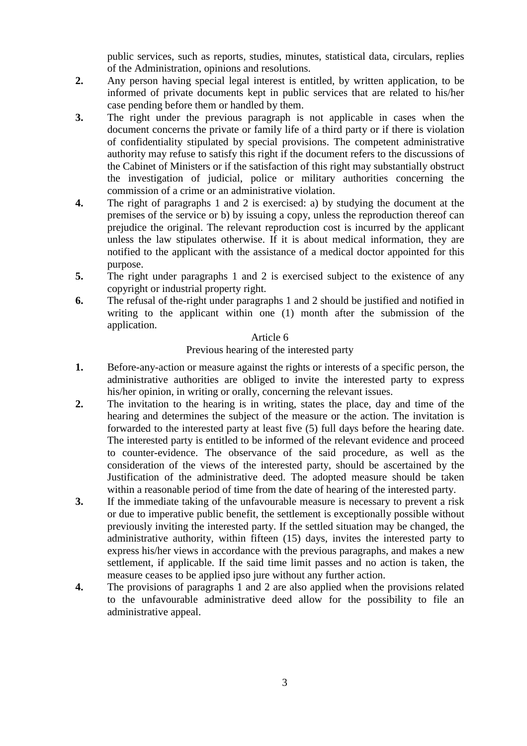public services, such as reports, studies, minutes, statistical data, circulars, replies of the Administration, opinions and resolutions.

2. Any person having special legal interest is entitled, by written application, to be informed of private documents kept in public services that are related to his/her case pending before them or handled by them.

3. The right under the previous paragraph is not applicable in cases when the document concerns the private or family life of a third party or if there is violation of confidentiality stipulated by special provisions. The competent administrative authority may refuse to satisfy this right if the document refers to the discussions of the Cabinet of Ministers or if the satisfaction of this right may substantially obstruct the investigation of judicial, police or military authorities concerning the commission of a crime or an administrative violation.

4. The right of paragraphs 1 and 2 is exercised: a) by studying the document at the premises of the service or b) by issuing a copy, unless the reproduction thereof can prejudice the original. The relevant reproduction cost is incurred by the applicant unless the law stipulates otherwise. If it is about medical information, they are notified to the applicant with the assistance of a medical doctor appointed for this purpose.

5. The right under paragraphs 1 and 2 is exercised subject to the existence of any copyright or industrial property right.

6. The refusal of the-right under paragraphs 1 and 2 should be justified and notified in writing to the applicant within one (1) month after the submission of the application.

## Article 6

### Previous hearing of the interested party

1. Before-any-action or measure against the rights or interests of a specific person, the administrative authorities are obliged to invite the interested party to express his/her opinion, in writing or orally, concerning the relevant issues.

2. The invitation to the hearing is in writing, states the place, day and time of the hearing and determines the subject of the measure or the action. The invitation is forwarded to the interested party at least five (5) full days before the hearing date. The interested party is entitled to be informed of the relevant evidence and proceed to counter-evidence. The observance of the said procedure, as well as the consideration of the views of the interested party, should be ascertained by the Justification of the administrative deed. The adopted measure should be taken within a reasonable period of time from the date of hearing of the interested party.

3. If the immediate taking of the unfavourable measure is necessary to prevent a risk or due to imperative public benefit, the settlement is exceptionally possible without previously inviting the interested party. If the settled situation may be changed, the administrative authority, within fifteen (15) days, invites the interested party to express his/her views in accordance with the previous paragraphs, and makes a new settlement, if applicable. If the said time limit passes and no action is taken, the measure ceases to be applied ipso jure without any further action.

4. The provisions of paragraphs 1 and 2 are also applied when the provisions related to the unfavourable administrative deed allow for the possibility to file an administrative appeal.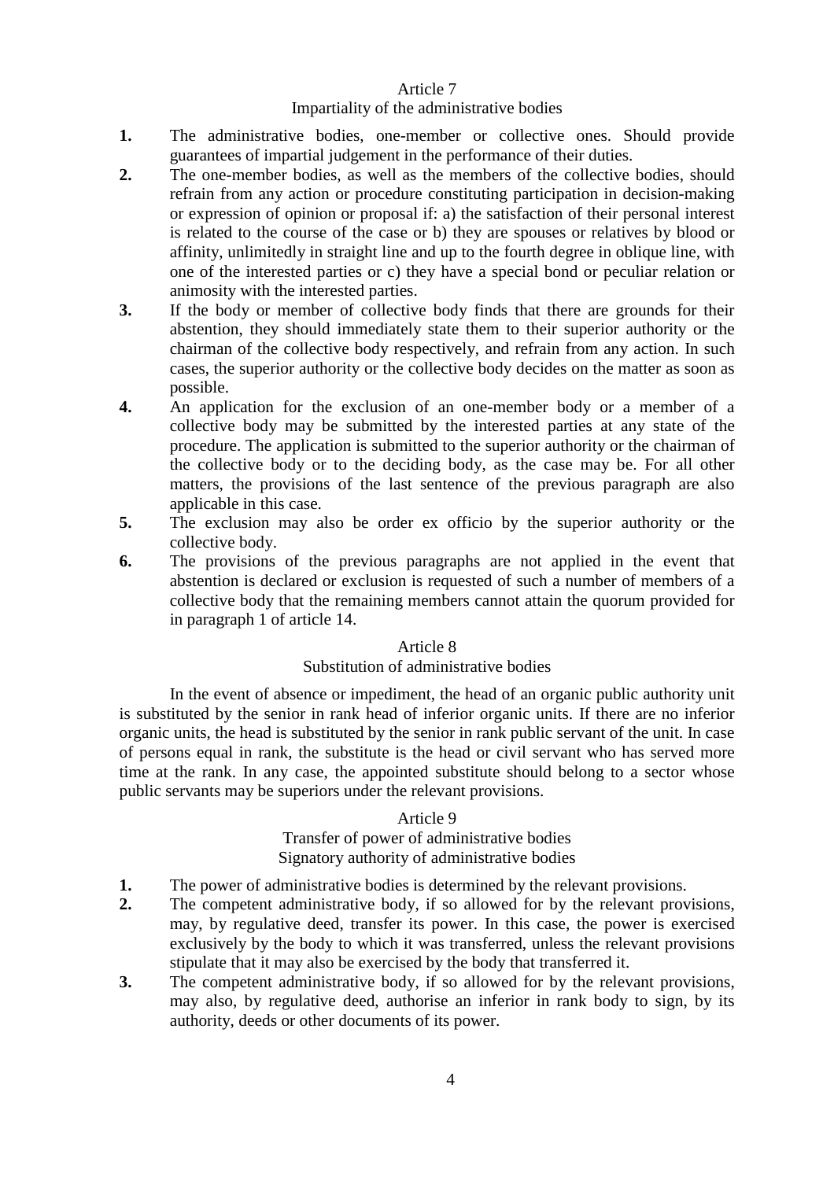### Article 7
### Impartiality of the administrative bodies

**1.** The administrative bodies, one-member or collective ones. Should provide guarantees of impartial judgement in the performance of their duties.

**2.** The one-member bodies, as well as the members of the collective bodies, should refrain from any action or procedure constituting participation in decision-making or expression of opinion or proposal if: a) the satisfaction of their personal interest is related to the course of the case or b) they are spouses or relatives by blood or affinity, unlimitedly in straight line and up to the fourth degree in oblique line, with one of the interested parties or c) they have a special bond or peculiar relation or animosity with the interested parties.

**3.** If the body or member of collective body finds that there are grounds for their abstention, they should immediately state them to their superior authority or the chairman of the collective body respectively, and refrain from any action. In such cases, the superior authority or the collective body decides on the matter as soon as possible.

**4.** An application for the exclusion of an one-member body or a member of a collective body may be submitted by the interested parties at any state of the procedure. The application is submitted to the superior authority or the chairman of the collective body or to the deciding body, as the case may be. For all other matters, the provisions of the last sentence of the previous paragraph are also applicable in this case.

**5.** The exclusion may also be order ex officio by the superior authority or the collective body.

**6.** The provisions of the previous paragraphs are not applied in the event that abstention is declared or exclusion is requested of such a number of members of a collective body that the remaining members cannot attain the quorum provided for in paragraph 1 of article 14.

### Article 8
### Substitution of administrative bodies

In the event of absence or impediment, the head of an organic public authority unit is substituted by the senior in rank head of inferior organic units. If there are no inferior organic units, the head is substituted by the senior in rank public servant of the unit. In case of persons equal in rank, the substitute is the head or civil servant who has served more time at the rank. In any case, the appointed substitute should belong to a sector whose public servants may be superiors under the relevant provisions.

### Article 9
### Transfer of power of administrative bodies
### Signatory authority of administrative bodies

**1.** The power of administrative bodies is determined by the relevant provisions.

**2.** The competent administrative body, if so allowed for by the relevant provisions, may, by regulative deed, transfer its power. In this case, the power is exercised exclusively by the body to which it was transferred, unless the relevant provisions stipulate that it may also be exercised by the body that transferred it.

**3.** The competent administrative body, if so allowed for by the relevant provisions, may also, by regulative deed, authorise an inferior in rank body to sign, by its authority, deeds or other documents of its power.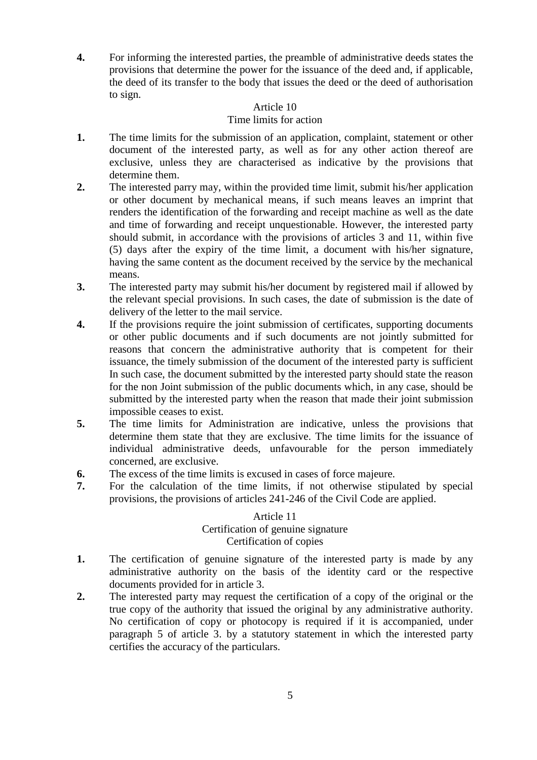**4.** For informing the interested parties, the preamble of administrative deeds states the provisions that determine the power for the issuance of the deed and, if applicable, the deed of its transfer to the body that issues the deed or the deed of authorisation to sign.

### Article 10
### Time limits for action

**1.** The time limits for the submission of an application, complaint, statement or other document of the interested party, as well as for any other action thereof are exclusive, unless they are characterised as indicative by the provisions that determine them.

**2.** The interested parry may, within the provided time limit, submit his/her application or other document by mechanical means, if such means leaves an imprint that renders the identification of the forwarding and receipt machine as well as the date and time of forwarding and receipt unquestionable. However, the interested party should submit, in accordance with the provisions of articles 3 and 11, within five (5) days after the expiry of the time limit, a document with his/her signature, having the same content as the document received by the service by the mechanical means.

**3.** The interested party may submit his/her document by registered mail if allowed by the relevant special provisions. In such cases, the date of submission is the date of delivery of the letter to the mail service.

**4.** If the provisions require the joint submission of certificates, supporting documents or other public documents and if such documents are not jointly submitted for reasons that concern the administrative authority that is competent for their issuance, the timely submission of the document of the interested party is sufficient In such case, the document submitted by the interested party should state the reason for the non Joint submission of the public documents which, in any case, should be submitted by the interested party when the reason that made their joint submission impossible ceases to exist.

**5.** The time limits for Administration are indicative, unless the provisions that determine them state that they are exclusive. The time limits for the issuance of individual administrative deeds, unfavourable for the person immediately concerned, are exclusive.

**6.** The excess of the time limits is excused in cases of force majeure.

**7.** For the calculation of the time limits, if not otherwise stipulated by special provisions, the provisions of articles 241-246 of the Civil Code are applied.

### Article 11
### Certification of genuine signature
### Certification of copies

**1.** The certification of genuine signature of the interested party is made by any administrative authority on the basis of the identity card or the respective documents provided for in article 3.

**2.** The interested party may request the certification of a copy of the original or the true copy of the authority that issued the original by any administrative authority. No certification of copy or photocopy is required if it is accompanied, under paragraph 5 of article 3. by a statutory statement in which the interested party certifies the accuracy of the particulars.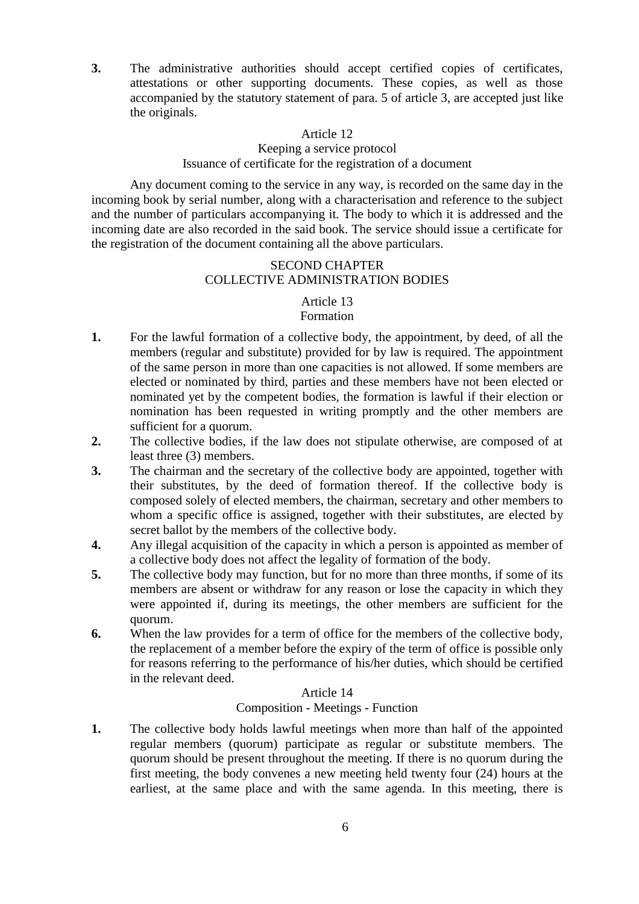**3.** The administrative authorities should accept certified copies of certificates, attestations or other supporting documents. These copies, as well as those accompanied by the statutory statement of para. 5 of article 3, are accepted just like the originals.

### Article 12
### Keeping a service protocol
### Issuance of certificate for the registration of a document

Any document coming to the service in any way, is recorded on the same day in the incoming book by serial number, along with a characterisation and reference to the subject and the number of particulars accompanying it. The body to which it is addressed and the incoming date are also recorded in the said book. The service should issue a certificate for the registration of the document containing all the above particulars.

## SECOND CHAPTER
## COLLECTIVE ADMINISTRATION BODIES

### Article 13
### Formation

**1.** For the lawful formation of a collective body, the appointment, by deed, of all the members (regular and substitute) provided for by law is required. The appointment of the same person in more than one capacities is not allowed. If some members are elected or nominated by third, parties and these members have not been elected or nominated yet by the competent bodies, the formation is lawful if their election or nomination has been requested in writing promptly and the other members are sufficient for a quorum.

**2.** The collective bodies, if the law does not stipulate otherwise, are composed of at least three (3) members.

**3.** The chairman and the secretary of the collective body are appointed, together with their substitutes, by the deed of formation thereof. If the collective body is composed solely of elected members, the chairman, secretary and other members to whom a specific office is assigned, together with their substitutes, are elected by secret ballot by the members of the collective body.

**4.** Any illegal acquisition of the capacity in which a person is appointed as member of a collective body does not affect the legality of formation of the body.

**5.** The collective body may function, but for no more than three months, if some of its members are absent or withdraw for any reason or lose the capacity in which they were appointed if, during its meetings, the other members are sufficient for the quorum.

**6.** When the law provides for a term of office for the members of the collective body, the replacement of a member before the expiry of the term of office is possible only for reasons referring to the performance of his/her duties, which should be certified in the relevant deed.

### Article 14
### Composition - Meetings - Function

**1.** The collective body holds lawful meetings when more than half of the appointed regular members (quorum) participate as regular or substitute members. The quorum should be present throughout the meeting. If there is no quorum during the first meeting, the body convenes a new meeting held twenty four (24) hours at the earliest, at the same place and with the same agenda. In this meeting, there is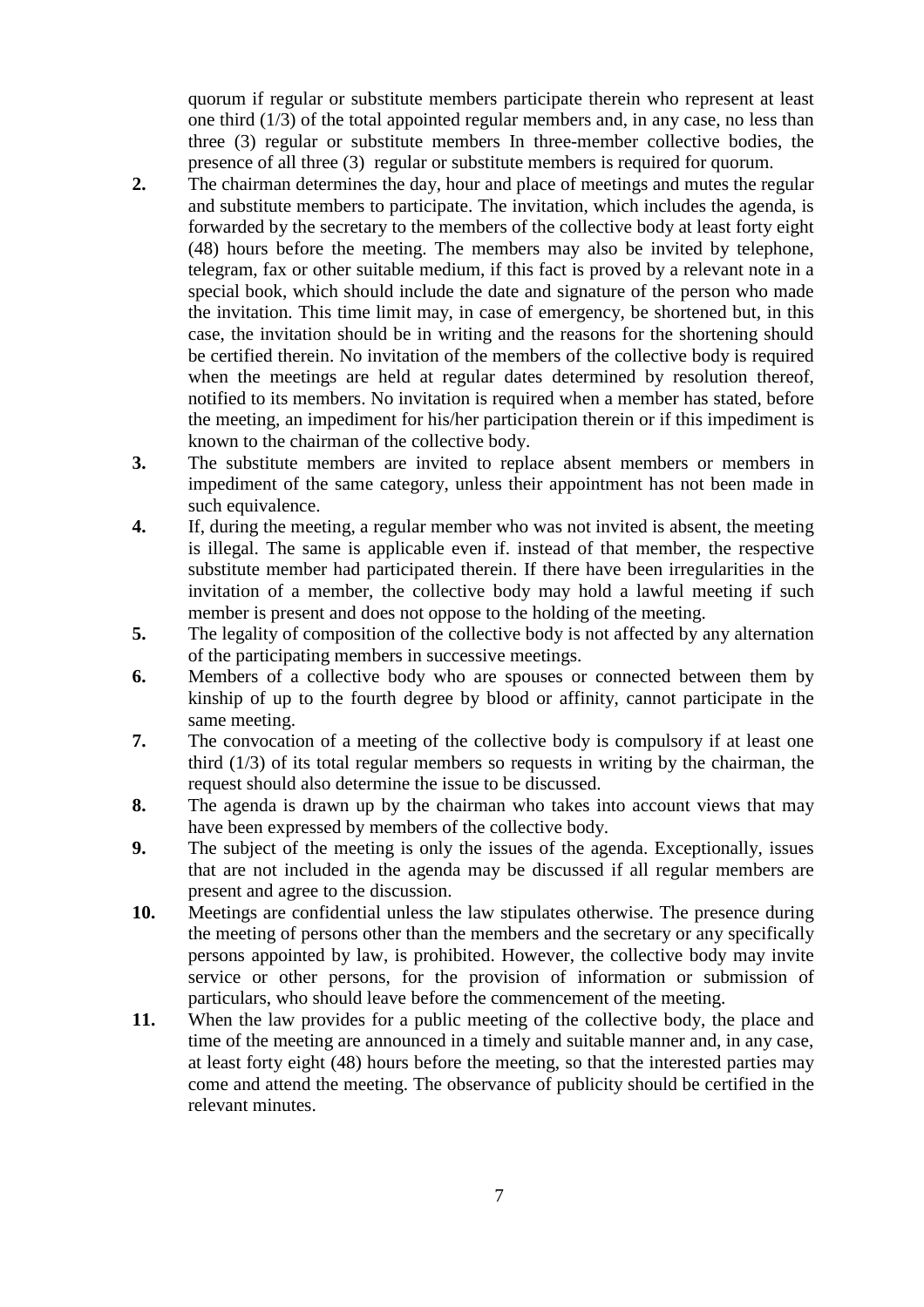quorum if regular or substitute members participate therein who represent at least one third (1/3) of the total appointed regular members and, in any case, no less than three (3) regular or substitute members In three-member collective bodies, the presence of all three (3) regular or substitute members is required for quorum.

**2.** The chairman determines the day, hour and place of meetings and mutes the regular and substitute members to participate. The invitation, which includes the agenda, is forwarded by the secretary to the members of the collective body at least forty eight (48) hours before the meeting. The members may also be invited by telephone, telegram, fax or other suitable medium, if this fact is proved by a relevant note in a special book, which should include the date and signature of the person who made the invitation. This time limit may, in case of emergency, be shortened but, in this case, the invitation should be in writing and the reasons for the shortening should be certified therein. No invitation of the members of the collective body is required when the meetings are held at regular dates determined by resolution thereof, notified to its members. No invitation is required when a member has stated, before the meeting, an impediment for his/her participation therein or if this impediment is known to the chairman of the collective body.

**3.** The substitute members are invited to replace absent members or members in impediment of the same category, unless their appointment has not been made in such equivalence.

**4.** If, during the meeting, a regular member who was not invited is absent, the meeting is illegal. The same is applicable even if. instead of that member, the respective substitute member had participated therein. If there have been irregularities in the invitation of a member, the collective body may hold a lawful meeting if such member is present and does not oppose to the holding of the meeting.

**5.** The legality of composition of the collective body is not affected by any alternation of the participating members in successive meetings.

**6.** Members of a collective body who are spouses or connected between them by kinship of up to the fourth degree by blood or affinity, cannot participate in the same meeting.

**7.** The convocation of a meeting of the collective body is compulsory if at least one third (1/3) of its total regular members so requests in writing by the chairman, the request should also determine the issue to be discussed.

**8.** The agenda is drawn up by the chairman who takes into account views that may have been expressed by members of the collective body.

**9.** The subject of the meeting is only the issues of the agenda. Exceptionally, issues that are not included in the agenda may be discussed if all regular members are present and agree to the discussion.

**10.** Meetings are confidential unless the law stipulates otherwise. The presence during the meeting of persons other than the members and the secretary or any specifically persons appointed by law, is prohibited. However, the collective body may invite service or other persons, for the provision of information or submission of particulars, who should leave before the commencement of the meeting.

**11.** When the law provides for a public meeting of the collective body, the place and time of the meeting are announced in a timely and suitable manner and, in any case, at least forty eight (48) hours before the meeting, so that the interested parties may come and attend the meeting. The observance of publicity should be certified in the relevant minutes.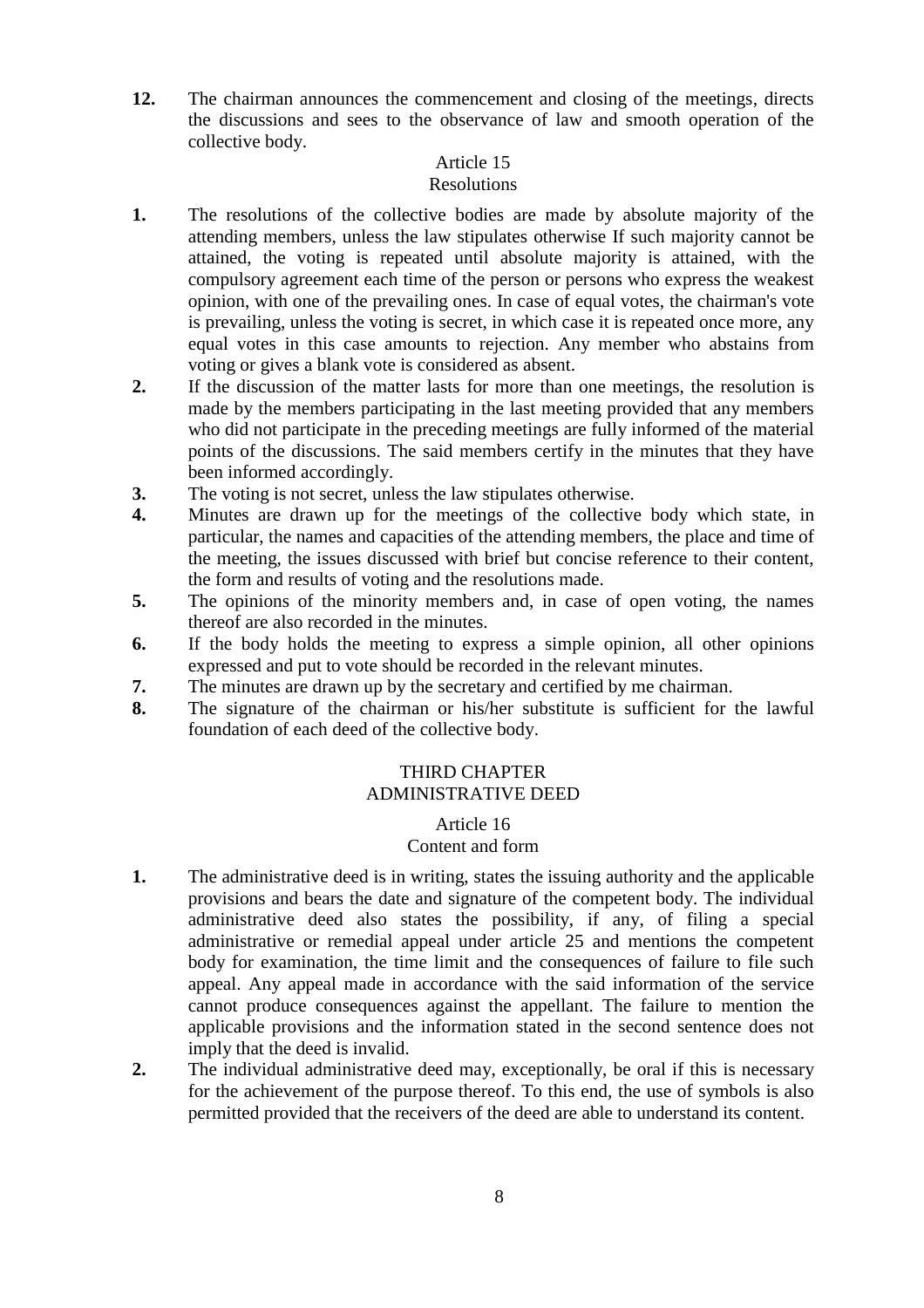**12.** The chairman announces the commencement and closing of the meetings, directs the discussions and sees to the observance of law and smooth operation of the collective body.

Article 15
Resolutions

**1.** The resolutions of the collective bodies are made by absolute majority of the attending members, unless the law stipulates otherwise If such majority cannot be attained, the voting is repeated until absolute majority is attained, with the compulsory agreement each time of the person or persons who express the weakest opinion, with one of the prevailing ones. In case of equal votes, the chairman's vote is prevailing, unless the voting is secret, in which case it is repeated once more, any equal votes in this case amounts to rejection. Any member who abstains from voting or gives a blank vote is considered as absent.

**2.** If the discussion of the matter lasts for more than one meetings, the resolution is made by the members participating in the last meeting provided that any members who did not participate in the preceding meetings are fully informed of the material points of the discussions. The said members certify in the minutes that they have been informed accordingly.

**3.** The voting is not secret, unless the law stipulates otherwise.

**4.** Minutes are drawn up for the meetings of the collective body which state, in particular, the names and capacities of the attending members, the place and time of the meeting, the issues discussed with brief but concise reference to their content, the form and results of voting and the resolutions made.

**5.** The opinions of the minority members and, in case of open voting, the names thereof are also recorded in the minutes.

**6.** If the body holds the meeting to express a simple opinion, all other opinions expressed and put to vote should be recorded in the relevant minutes.

**7.** The minutes are drawn up by the secretary and certified by me chairman.

**8.** The signature of the chairman or his/her substitute is sufficient for the lawful foundation of each deed of the collective body.

## THIRD CHAPTER
## ADMINISTRATIVE DEED

Article 16
Content and form

**1.** The administrative deed is in writing, states the issuing authority and the applicable provisions and bears the date and signature of the competent body. The individual administrative deed also states the possibility, if any, of filing a special administrative or remedial appeal under article 25 and mentions the competent body for examination, the time limit and the consequences of failure to file such appeal. Any appeal made in accordance with the said information of the service cannot produce consequences against the appellant. The failure to mention the applicable provisions and the information stated in the second sentence does not imply that the deed is invalid.

**2.** The individual administrative deed may, exceptionally, be oral if this is necessary for the achievement of the purpose thereof. To this end, the use of symbols is also permitted provided that the receivers of the deed are able to understand its content.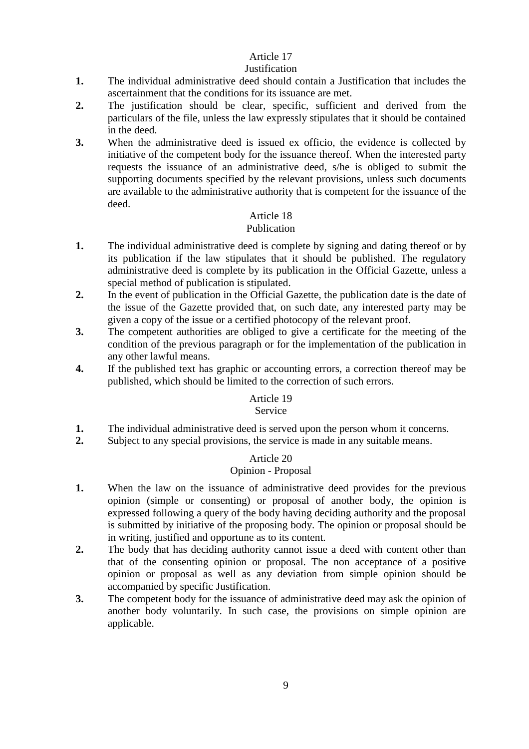## Article 17
### Justification

**1.** The individual administrative deed should contain a Justification that includes the ascertainment that the conditions for its issuance are met.

**2.** The justification should be clear, specific, sufficient and derived from the particulars of the file, unless the law expressly stipulates that it should be contained in the deed.

**3.** When the administrative deed is issued ex officio, the evidence is collected by initiative of the competent body for the issuance thereof. When the interested party requests the issuance of an administrative deed, s/he is obliged to submit the supporting documents specified by the relevant provisions, unless such documents are available to the administrative authority that is competent for the issuance of the deed.

## Article 18
### Publication

**1.** The individual administrative deed is complete by signing and dating thereof or by its publication if the law stipulates that it should be published. The regulatory administrative deed is complete by its publication in the Official Gazette, unless a special method of publication is stipulated.

**2.** In the event of publication in the Official Gazette, the publication date is the date of the issue of the Gazette provided that, on such date, any interested party may be given a copy of the issue or a certified photocopy of the relevant proof.

**3.** The competent authorities are obliged to give a certificate for the meeting of the condition of the previous paragraph or for the implementation of the publication in any other lawful means.

**4.** If the published text has graphic or accounting errors, a correction thereof may be published, which should be limited to the correction of such errors.

## Article 19
### Service

**1.** The individual administrative deed is served upon the person whom it concerns.

**2.** Subject to any special provisions, the service is made in any suitable means.

## Article 20
### Opinion - Proposal

**1.** When the law on the issuance of administrative deed provides for the previous opinion (simple or consenting) or proposal of another body, the opinion is expressed following a query of the body having deciding authority and the proposal is submitted by initiative of the proposing body. The opinion or proposal should be in writing, justified and opportune as to its content.

**2.** The body that has deciding authority cannot issue a deed with content other than that of the consenting opinion or proposal. The non acceptance of a positive opinion or proposal as well as any deviation from simple opinion should be accompanied by specific Justification.

**3.** The competent body for the issuance of administrative deed may ask the opinion of another body voluntarily. In such case, the provisions on simple opinion are applicable.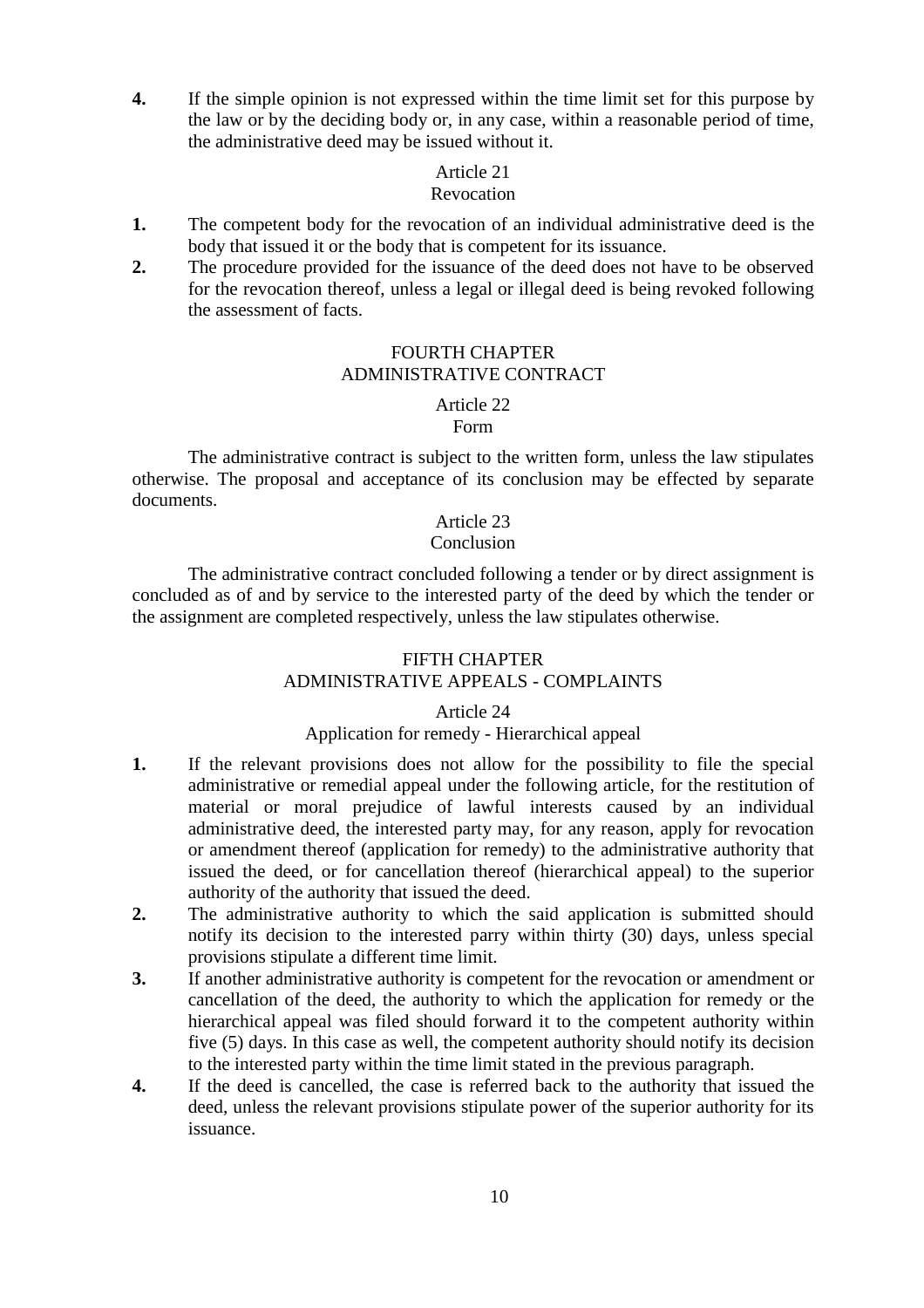**4.** If the simple opinion is not expressed within the time limit set for this purpose by the law or by the deciding body or, in any case, within a reasonable period of time, the administrative deed may be issued without it.

### Article 21
### Revocation

**1.** The competent body for the revocation of an individual administrative deed is the body that issued it or the body that is competent for its issuance.

**2.** The procedure provided for the issuance of the deed does not have to be observed for the revocation thereof, unless a legal or illegal deed is being revoked following the assessment of facts.

## FOURTH CHAPTER
## ADMINISTRATIVE CONTRACT

### Article 22
### Form

The administrative contract is subject to the written form, unless the law stipulates otherwise. The proposal and acceptance of its conclusion may be effected by separate documents.

### Article 23
### Conclusion

The administrative contract concluded following a tender or by direct assignment is concluded as of and by service to the interested party of the deed by which the tender or the assignment are completed respectively, unless the law stipulates otherwise.

## FIFTH CHAPTER
## ADMINISTRATIVE APPEALS - COMPLAINTS

### Article 24
### Application for remedy - Hierarchical appeal

**1.** If the relevant provisions does not allow for the possibility to file the special administrative or remedial appeal under the following article, for the restitution of material or moral prejudice of lawful interests caused by an individual administrative deed, the interested party may, for any reason, apply for revocation or amendment thereof (application for remedy) to the administrative authority that issued the deed, or for cancellation thereof (hierarchical appeal) to the superior authority of the authority that issued the deed.

**2.** The administrative authority to which the said application is submitted should notify its decision to the interested parry within thirty (30) days, unless special provisions stipulate a different time limit.

**3.** If another administrative authority is competent for the revocation or amendment or cancellation of the deed, the authority to which the application for remedy or the hierarchical appeal was filed should forward it to the competent authority within five (5) days. In this case as well, the competent authority should notify its decision to the interested party within the time limit stated in the previous paragraph.

**4.** If the deed is cancelled, the case is referred back to the authority that issued the deed, unless the relevant provisions stipulate power of the superior authority for its issuance.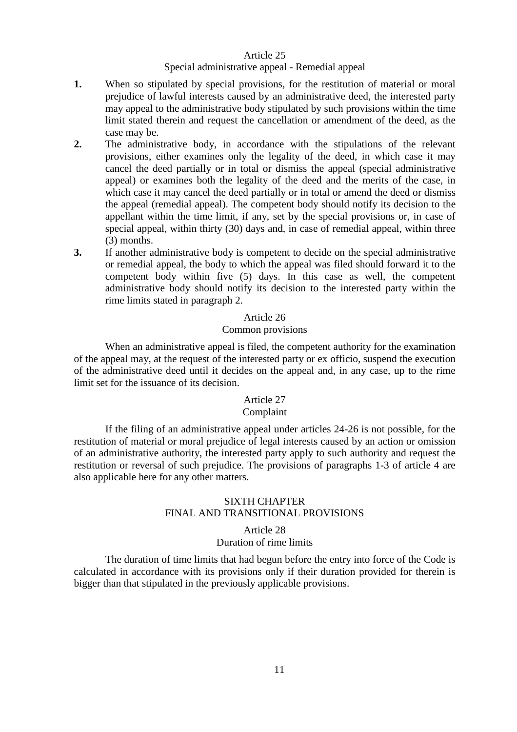### Article 25
### Special administrative appeal - Remedial appeal

**1.** When so stipulated by special provisions, for the restitution of material or moral prejudice of lawful interests caused by an administrative deed, the interested party may appeal to the administrative body stipulated by such provisions within the time limit stated therein and request the cancellation or amendment of the deed, as the case may be.

**2.** The administrative body, in accordance with the stipulations of the relevant provisions, either examines only the legality of the deed, in which case it may cancel the deed partially or in total or dismiss the appeal (special administrative appeal) or examines both the legality of the deed and the merits of the case, in which case it may cancel the deed partially or in total or amend the deed or dismiss the appeal (remedial appeal). The competent body should notify its decision to the appellant within the time limit, if any, set by the special provisions or, in case of special appeal, within thirty (30) days and, in case of remedial appeal, within three (3) months.

**3.** If another administrative body is competent to decide on the special administrative or remedial appeal, the body to which the appeal was filed should forward it to the competent body within five (5) days. In this case as well, the competent administrative body should notify its decision to the interested party within the rime limits stated in paragraph 2.

### Article 26
### Common provisions

When an administrative appeal is filed, the competent authority for the examination of the appeal may, at the request of the interested party or ex officio, suspend the execution of the administrative deed until it decides on the appeal and, in any case, up to the rime limit set for the issuance of its decision.

### Article 27
### Complaint

If the filing of an administrative appeal under articles 24-26 is not possible, for the restitution of material or moral prejudice of legal interests caused by an action or omission of an administrative authority, the interested party apply to such authority and request the restitution or reversal of such prejudice. The provisions of paragraphs 1-3 of article 4 are also applicable here for any other matters.

## SIXTH CHAPTER
## FINAL AND TRANSITIONAL PROVISIONS

### Article 28
### Duration of rime limits

The duration of time limits that had begun before the entry into force of the Code is calculated in accordance with its provisions only if their duration provided for therein is bigger than that stipulated in the previously applicable provisions.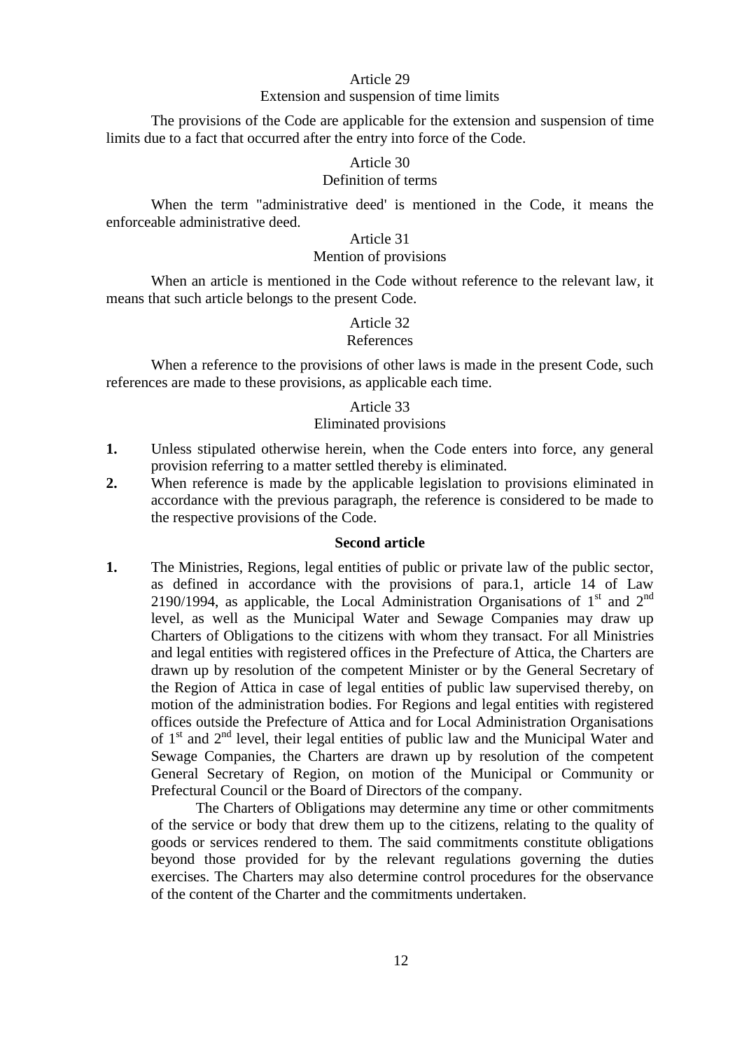Article 29

Extension and suspension of time limits

The provisions of the Code are applicable for the extension and suspension of time limits due to a fact that occurred after the entry into force of the Code.

Article 30

Definition of terms

When the term "administrative deed' is mentioned in the Code, it means the enforceable administrative deed.

Article 31

Mention of provisions

When an article is mentioned in the Code without reference to the relevant law, it means that such article belongs to the present Code.

Article 32

References

When a reference to the provisions of other laws is made in the present Code, such references are made to these provisions, as applicable each time.

Article 33

Eliminated provisions

**1.** Unless stipulated otherwise herein, when the Code enters into force, any general provision referring to a matter settled thereby is eliminated.

**2.** When reference is made by the applicable legislation to provisions eliminated in accordance with the previous paragraph, the reference is considered to be made to the respective provisions of the Code.

**Second article**

**1.** The Ministries, Regions, legal entities of public or private law of the public sector, as defined in accordance with the provisions of para.1, article 14 of Law 2190/1994, as applicable, the Local Administration Organisations of 1st and 2nd level, as well as the Municipal Water and Sewage Companies may draw up Charters of Obligations to the citizens with whom they transact. For all Ministries and legal entities with registered offices in the Prefecture of Attica, the Charters are drawn up by resolution of the competent Minister or by the General Secretary of the Region of Attica in case of legal entities of public law supervised thereby, on motion of the administration bodies. For Regions and legal entities with registered offices outside the Prefecture of Attica and for Local Administration Organisations of 1st and 2nd level, their legal entities of public law and the Municipal Water and Sewage Companies, the Charters are drawn up by resolution of the competent General Secretary of Region, on motion of the Municipal or Community or Prefectural Council or the Board of Directors of the company.

The Charters of Obligations may determine any time or other commitments of the service or body that drew them up to the citizens, relating to the quality of goods or services rendered to them. The said commitments constitute obligations beyond those provided for by the relevant regulations governing the duties exercises. The Charters may also determine control procedures for the observance of the content of the Charter and the commitments undertaken.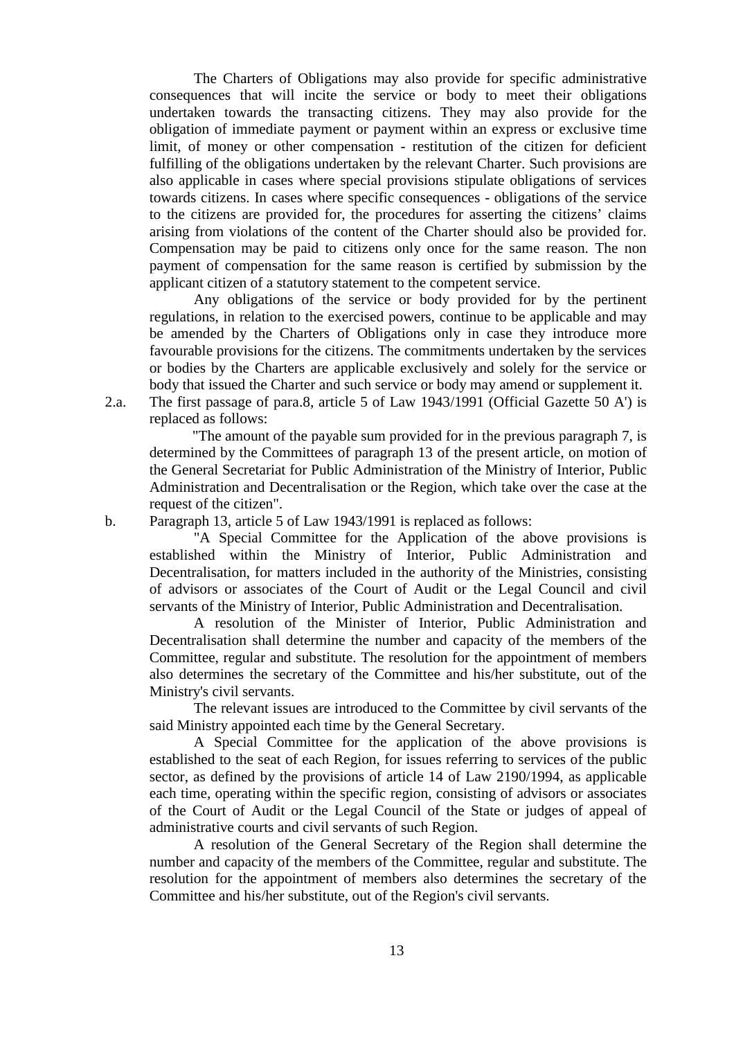The Charters of Obligations may also provide for specific administrative consequences that will incite the service or body to meet their obligations undertaken towards the transacting citizens. They may also provide for the obligation of immediate payment or payment within an express or exclusive time limit, of money or other compensation - restitution of the citizen for deficient fulfilling of the obligations undertaken by the relevant Charter. Such provisions are also applicable in cases where special provisions stipulate obligations of services towards citizens. In cases where specific consequences - obligations of the service to the citizens are provided for, the procedures for asserting the citizens' claims arising from violations of the content of the Charter should also be provided for. Compensation may be paid to citizens only once for the same reason. The non payment of compensation for the same reason is certified by submission by the applicant citizen of a statutory statement to the competent service.

Any obligations of the service or body provided for by the pertinent regulations, in relation to the exercised powers, continue to be applicable and may be amended by the Charters of Obligations only in case they introduce more favourable provisions for the citizens. The commitments undertaken by the services or bodies by the Charters are applicable exclusively and solely for the service or body that issued the Charter and such service or body may amend or supplement it.

2.a. The first passage of para.8, article 5 of Law 1943/1991 (Official Gazette 50 A') is replaced as follows:

"The amount of the payable sum provided for in the previous paragraph 7, is determined by the Committees of paragraph 13 of the present article, on motion of the General Secretariat for Public Administration of the Ministry of Interior, Public Administration and Decentralisation or the Region, which take over the case at the request of the citizen".

b. Paragraph 13, article 5 of Law 1943/1991 is replaced as follows:

"A Special Committee for the Application of the above provisions is established within the Ministry of Interior, Public Administration and Decentralisation, for matters included in the authority of the Ministries, consisting of advisors or associates of the Court of Audit or the Legal Council and civil servants of the Ministry of Interior, Public Administration and Decentralisation.

A resolution of the Minister of Interior, Public Administration and Decentralisation shall determine the number and capacity of the members of the Committee, regular and substitute. The resolution for the appointment of members also determines the secretary of the Committee and his/her substitute, out of the Ministry's civil servants.

The relevant issues are introduced to the Committee by civil servants of the said Ministry appointed each time by the General Secretary.

A Special Committee for the application of the above provisions is established to the seat of each Region, for issues referring to services of the public sector, as defined by the provisions of article 14 of Law 2190/1994, as applicable each time, operating within the specific region, consisting of advisors or associates of the Court of Audit or the Legal Council of the State or judges of appeal of administrative courts and civil servants of such Region.

A resolution of the General Secretary of the Region shall determine the number and capacity of the members of the Committee, regular and substitute. The resolution for the appointment of members also determines the secretary of the Committee and his/her substitute, out of the Region's civil servants.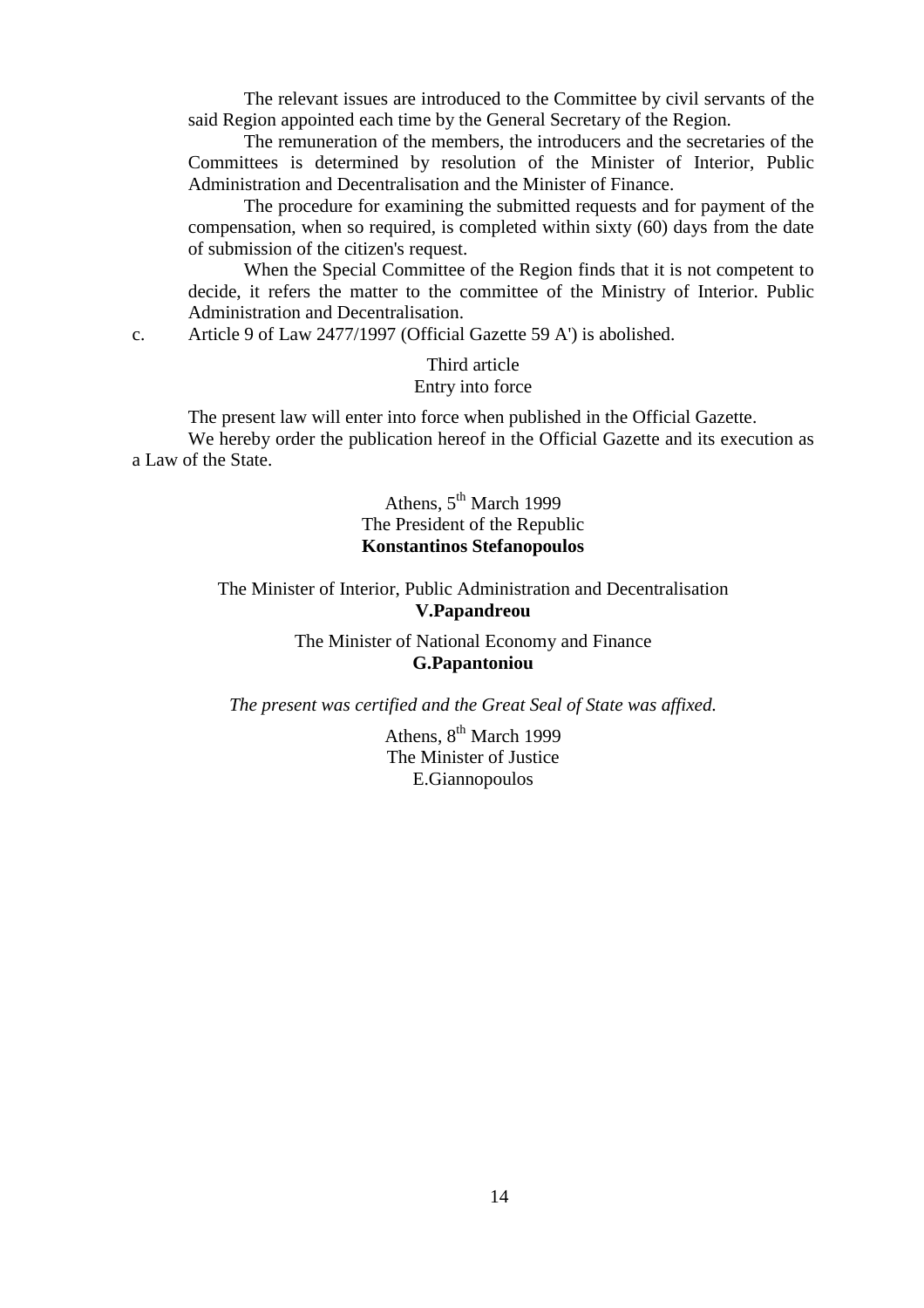The relevant issues are introduced to the Committee by civil servants of the said Region appointed each time by the General Secretary of the Region.

The remuneration of the members, the introducers and the secretaries of the Committees is determined by resolution of the Minister of Interior, Public Administration and Decentralisation and the Minister of Finance.

The procedure for examining the submitted requests and for payment of the compensation, when so required, is completed within sixty (60) days from the date of submission of the citizen's request.

When the Special Committee of the Region finds that it is not competent to decide, it refers the matter to the committee of the Ministry of Interior. Public Administration and Decentralisation.

c. Article 9 of Law 2477/1997 (Official Gazette 59 A') is abolished.

Third article
Entry into force

The present law will enter into force when published in the Official Gazette.

We hereby order the publication hereof in the Official Gazette and its execution as a Law of the State.

Athens, 5th March 1999
The President of the Republic
**Konstantinos Stefanopoulos**

The Minister of Interior, Public Administration and Decentralisation
**V.Papandreou**

The Minister of National Economy and Finance
**G.Papantoniou**

*The present was certified and the Great Seal of State was affixed.*

Athens, 8th March 1999
The Minister of Justice
E.Giannopoulos